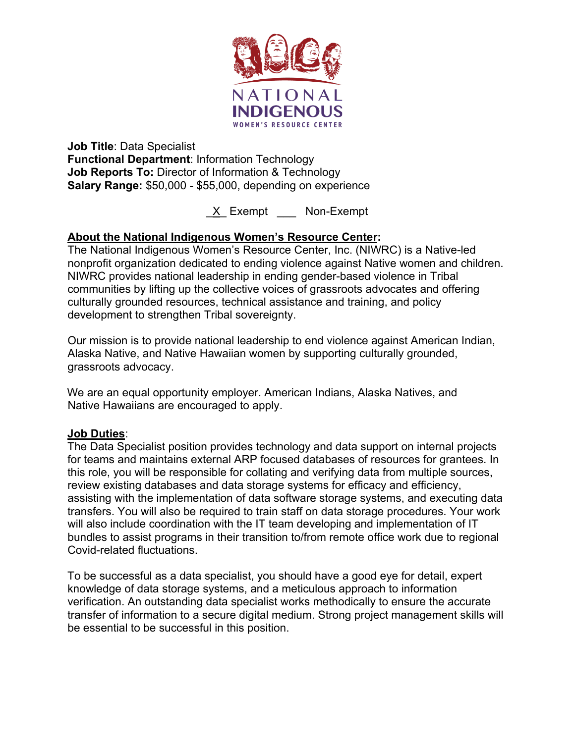NATIONAL INDIGENOUS WOMEN'S RESOURCE CENTER

**Job Title**: Data Specialist
**Functional Department**: Information Technology
**Job Reports To:** Director of Information & Technology
**Salary Range:** $50,000 - $55,000, depending on experience

_X_ Exempt ___ Non-Exempt

**About the National Indigenous Women's Resource Center:**

The National Indigenous Women's Resource Center, Inc. (NIWRC) is a Native-led nonprofit organization dedicated to ending violence against Native women and children. NIWRC provides national leadership in ending gender-based violence in Tribal communities by lifting up the collective voices of grassroots advocates and offering culturally grounded resources, technical assistance and training, and policy development to strengthen Tribal sovereignty.

Our mission is to provide national leadership to end violence against American Indian, Alaska Native, and Native Hawaiian women by supporting culturally grounded, grassroots advocacy.

We are an equal opportunity employer. American Indians, Alaska Natives, and Native Hawaiians are encouraged to apply.

**Job Duties**:

The Data Specialist position provides technology and data support on internal projects for teams and maintains external ARP focused databases of resources for grantees. In this role, you will be responsible for collating and verifying data from multiple sources, review existing databases and data storage systems for efficacy and efficiency, assisting with the implementation of data software storage systems, and executing data transfers. You will also be required to train staff on data storage procedures. Your work will also include coordination with the IT team developing and implementation of IT bundles to assist programs in their transition to/from remote office work due to regional Covid-related fluctuations.

To be successful as a data specialist, you should have a good eye for detail, expert knowledge of data storage systems, and a meticulous approach to information verification. An outstanding data specialist works methodically to ensure the accurate transfer of information to a secure digital medium. Strong project management skills will be essential to be successful in this position.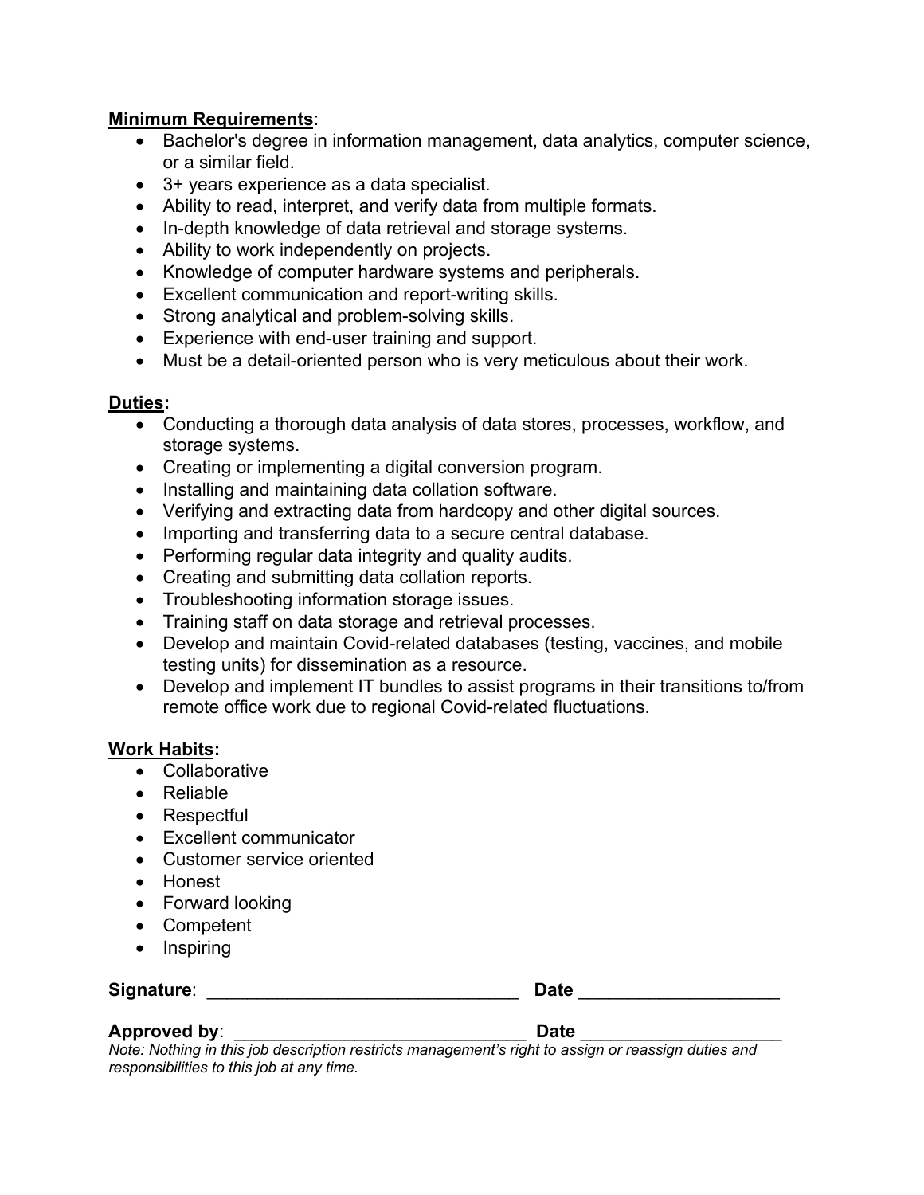**Minimum Requirements**:

- Bachelor's degree in information management, data analytics, computer science, or a similar field.
- 3+ years experience as a data specialist.
- Ability to read, interpret, and verify data from multiple formats.
- In-depth knowledge of data retrieval and storage systems.
- Ability to work independently on projects.
- Knowledge of computer hardware systems and peripherals.
- Excellent communication and report-writing skills.
- Strong analytical and problem-solving skills.
- Experience with end-user training and support.
- Must be a detail-oriented person who is very meticulous about their work.

**Duties:**

- Conducting a thorough data analysis of data stores, processes, workflow, and storage systems.
- Creating or implementing a digital conversion program.
- Installing and maintaining data collation software.
- Verifying and extracting data from hardcopy and other digital sources.
- Importing and transferring data to a secure central database.
- Performing regular data integrity and quality audits.
- Creating and submitting data collation reports.
- Troubleshooting information storage issues.
- Training staff on data storage and retrieval processes.
- Develop and maintain Covid-related databases (testing, vaccines, and mobile testing units) for dissemination as a resource.
- Develop and implement IT bundles to assist programs in their transitions to/from remote office work due to regional Covid-related fluctuations.

**Work Habits:**

- Collaborative
- Reliable
- Respectful
- Excellent communicator
- Customer service oriented
- Honest
- Forward looking
- Competent
- Inspiring

**Signature**: ______________________________ **Date** ____________________

**Approved by**: ______________________________ **Date** ____________________

*Note: Nothing in this job description restricts management's right to assign or reassign duties and responsibilities to this job at any time.*